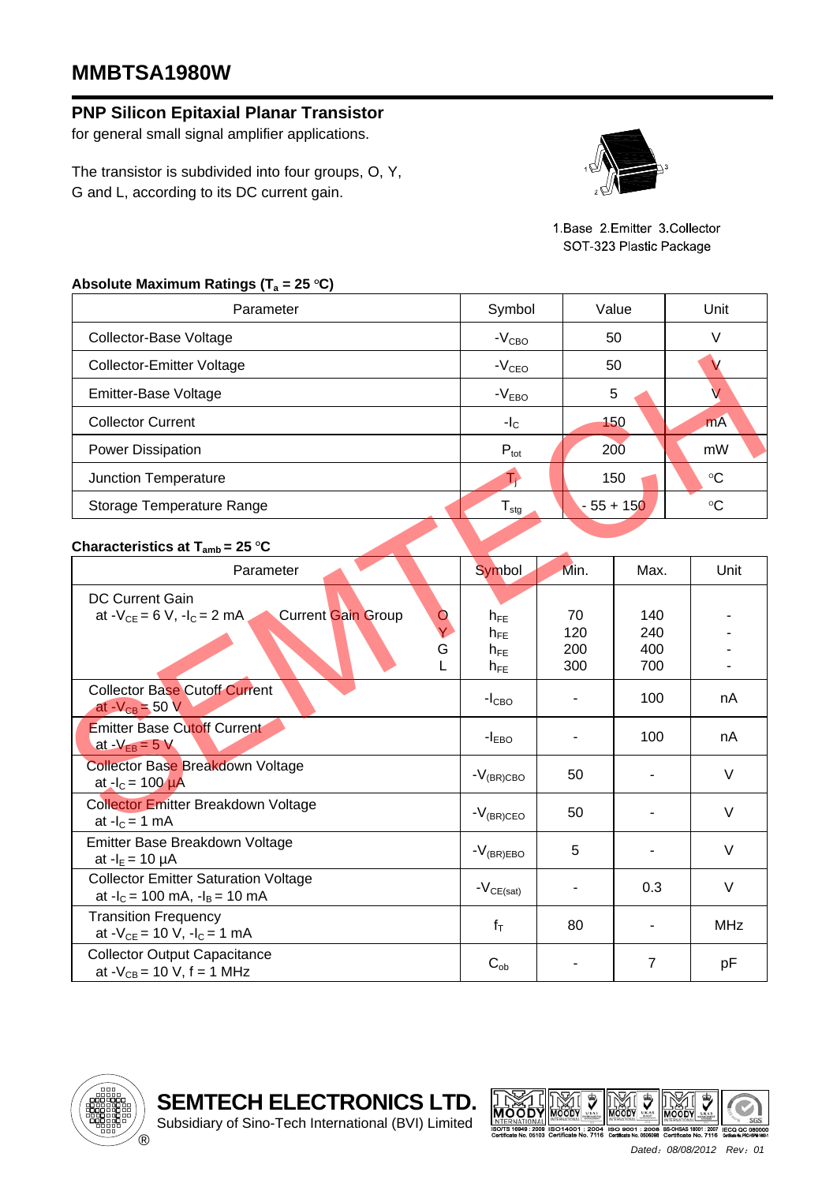# MMBTSA1980W

## PNP Silicon Epitaxial Planar Transistor

for general small signal amplifier applications.

The transistor is subdivided into four groups, O, Y, G and L, according to its DC current gain.

1.Base 2.Emitter 3.Collector
SOT-323 Plastic Package

### Absolute Maximum Ratings ($T_a$ = 25 °C)

| Parameter | Symbol | Value | Unit |
|---|---|---|---|
| Collector-Base Voltage | $-V_{CBO}$ | 50 | V |
| Collector-Emitter Voltage | $-V_{CEO}$ | 50 | V |
| Emitter-Base Voltage | $-V_{EBO}$ | 5 | V |
| Collector Current | $-I_C$ | 150 | mA |
| Power Dissipation | $P_{tot}$ | 200 | mW |
| Junction Temperature | $T_j$ | 150 | °C |
| Storage Temperature Range | $T_{stg}$ | - 55 + 150 | °C |

### Characteristics at $T_{amb}$ = 25 °C

| Parameter | Symbol | Min. | Max. | Unit |
|---|---|---|---|---|
| DC Current Gain at $-V_{CE}$ = 6 V, $-I_C$ = 2 mA, Current Gain Group O | $h_{FE}$ | 70 | 140 | - |
| Y | $h_{FE}$ | 120 | 240 | - |
| G | $h_{FE}$ | 200 | 400 | - |
| L | $h_{FE}$ | 300 | 700 | - |
| Collector Base Cutoff Current at $-V_{CB}$ = 50 V | $-I_{CBO}$ | - | 100 | nA |
| Emitter Base Cutoff Current at $-V_{EB}$ = 5 V | $-I_{EBO}$ | - | 100 | nA |
| Collector Base Breakdown Voltage at $-I_C$ = 100 µA | $-V_{(BR)CBO}$ | 50 | - | V |
| Collector Emitter Breakdown Voltage at $-I_C$ = 1 mA | $-V_{(BR)CEO}$ | 50 | - | V |
| Emitter Base Breakdown Voltage at $-I_E$ = 10 µA | $-V_{(BR)EBO}$ | 5 | - | V |
| Collector Emitter Saturation Voltage at $-I_C$ = 100 mA, $-I_B$ = 10 mA | $-V_{CE(sat)}$ | - | 0.3 | V |
| Transition Frequency at $-V_{CE}$ = 10 V, $-I_C$ = 1 mA | $f_T$ | 80 | - | MHz |
| Collector Output Capacitance at $-V_{CB}$ = 10 V, f = 1 MHz | $C_{ob}$ | - | 7 | pF |

**SEMTECH ELECTRONICS LTD.**
Subsidiary of Sino-Tech International (BVI) Limited

Dated：08/08/2012 Rev：01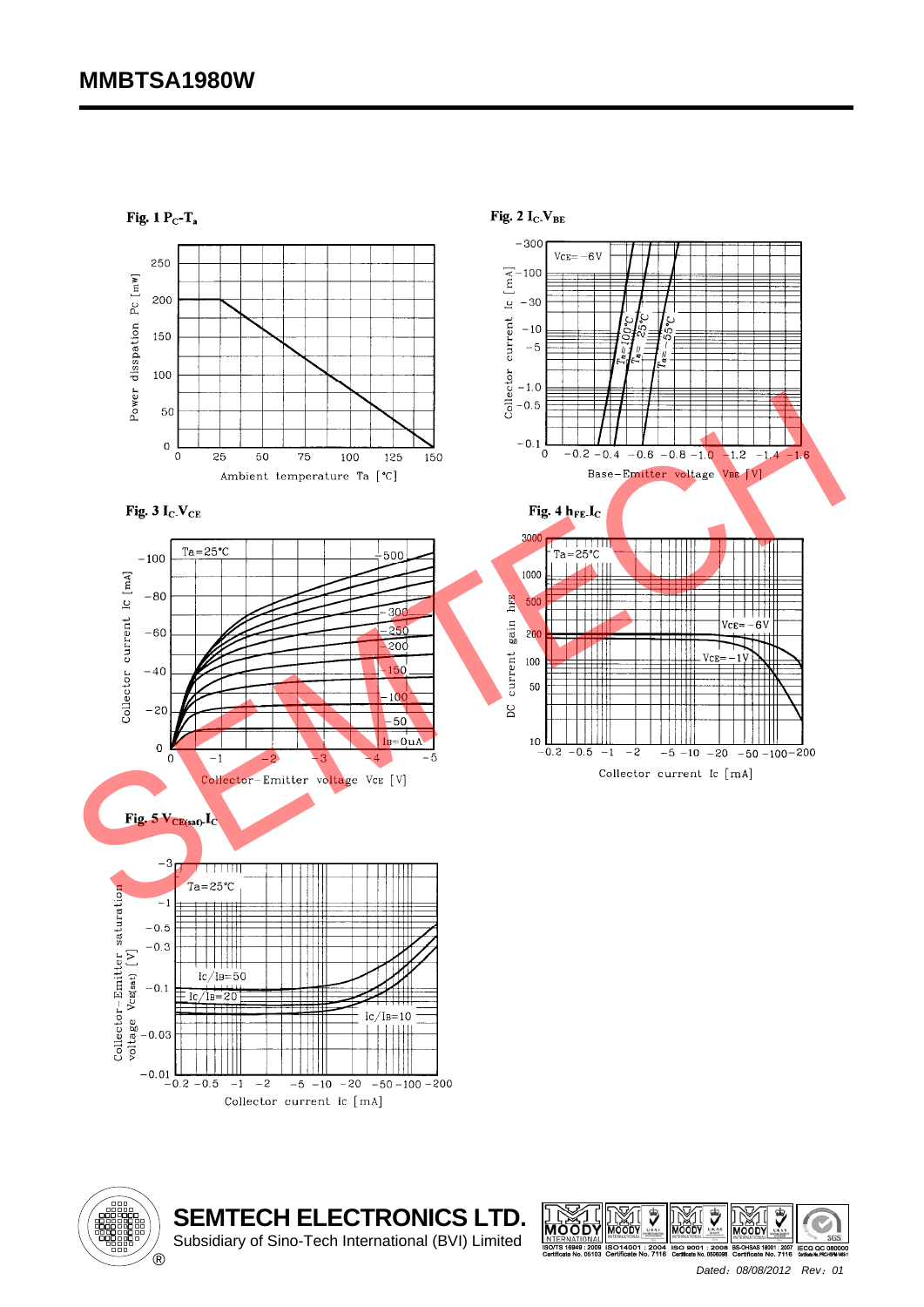# MMBTSA1980W

**Fig. 1 $P_C$-$T_a$**

Power dissapation Pc [mW]

250
200
150
100
50
0

0 25 50 75 100 125 150

Ambient temperature Ta [°C]

**Fig. 2 $I_C$-$V_{BE}$**

VCE=−6V

Collector current Ic [mA]

−300
−100
−30
−10
−5
−1.0
−0.5
−0.1

Ta=100°C
Ta=25°C
Ta=−55°C

0 −0.2 −0.4 −0.6 −0.8 −1.0 −1.2 −1.4 −1.6

Base−Emitter voltage VBE [V]

**Fig. 3 $I_C$-$V_{CE}$**

Ta=25°C

Collector current Ic [mA]

−100
−80
−60
−40
−20
0

−500
−300
−250
−200
−150
−100
50
IB=0uA

0 −1 −2 −3 −4 −5

Collector−Emitter voltage VCE [V]

**Fig. 4 $h_{FE}$-$I_C$**

Ta=25°C

DC current gain hFE

3000
1000
500
200
100
50
10

VCE=−6V
VCE=−1V

−0.2 −0.5 −1 −2 −5 −10 −20 −50 −100 −200

Collector current Ic [mA]

**Fig. 5 $V_{CE(sat)}$-$I_C$**

Ta=25°C

Collector−Emitter saturation voltage VCE(sat) [V]

−3
−1
−0.5
−0.3
−0.1
−0.03
−0.01

Ic/IB=50
Ic/IB=20
Ic/IB=10

−0.2 −0.5 −1 −2 −5 −10 −20 −50 −100 −200

Collector current Ic [mA]

**SEMTECH ELECTRONICS LTD.**

Subsidiary of Sino-Tech International (BVI) Limited

ISO/TS 16949 : 2009 Certificate No. 05103 | ISO14001 : 2004 Certificate No. 7116 | ISO 9001 : 2008 Certificate No. 0506086 | BS-OHSAS 18001 : 2007 Certificate No. 7116 | IECQ QC 080000

Dated：08/08/2012 Rev：01